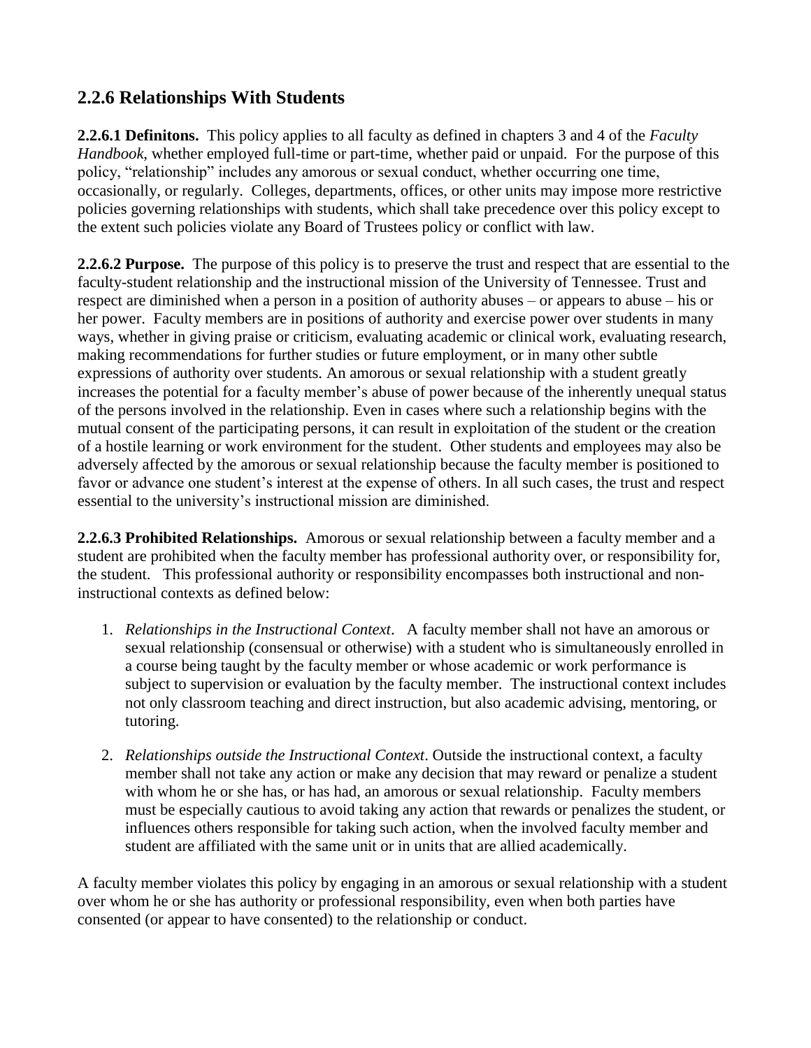## 2.2.6 Relationships With Students

**2.2.6.1 Definitons.** This policy applies to all faculty as defined in chapters 3 and 4 of the *Faculty Handbook*, whether employed full-time or part-time, whether paid or unpaid. For the purpose of this policy, "relationship" includes any amorous or sexual conduct, whether occurring one time, occasionally, or regularly. Colleges, departments, offices, or other units may impose more restrictive policies governing relationships with students, which shall take precedence over this policy except to the extent such policies violate any Board of Trustees policy or conflict with law.

**2.2.6.2 Purpose.** The purpose of this policy is to preserve the trust and respect that are essential to the faculty-student relationship and the instructional mission of the University of Tennessee. Trust and respect are diminished when a person in a position of authority abuses – or appears to abuse – his or her power. Faculty members are in positions of authority and exercise power over students in many ways, whether in giving praise or criticism, evaluating academic or clinical work, evaluating research, making recommendations for further studies or future employment, or in many other subtle expressions of authority over students. An amorous or sexual relationship with a student greatly increases the potential for a faculty member's abuse of power because of the inherently unequal status of the persons involved in the relationship. Even in cases where such a relationship begins with the mutual consent of the participating persons, it can result in exploitation of the student or the creation of a hostile learning or work environment for the student. Other students and employees may also be adversely affected by the amorous or sexual relationship because the faculty member is positioned to favor or advance one student's interest at the expense of others. In all such cases, the trust and respect essential to the university's instructional mission are diminished.

**2.2.6.3 Prohibited Relationships.** Amorous or sexual relationship between a faculty member and a student are prohibited when the faculty member has professional authority over, or responsibility for, the student. This professional authority or responsibility encompasses both instructional and non-instructional contexts as defined below:

1. *Relationships in the Instructional Context*. A faculty member shall not have an amorous or sexual relationship (consensual or otherwise) with a student who is simultaneously enrolled in a course being taught by the faculty member or whose academic or work performance is subject to supervision or evaluation by the faculty member. The instructional context includes not only classroom teaching and direct instruction, but also academic advising, mentoring, or tutoring.

2. *Relationships outside the Instructional Context*. Outside the instructional context, a faculty member shall not take any action or make any decision that may reward or penalize a student with whom he or she has, or has had, an amorous or sexual relationship. Faculty members must be especially cautious to avoid taking any action that rewards or penalizes the student, or influences others responsible for taking such action, when the involved faculty member and student are affiliated with the same unit or in units that are allied academically.

A faculty member violates this policy by engaging in an amorous or sexual relationship with a student over whom he or she has authority or professional responsibility, even when both parties have consented (or appear to have consented) to the relationship or conduct.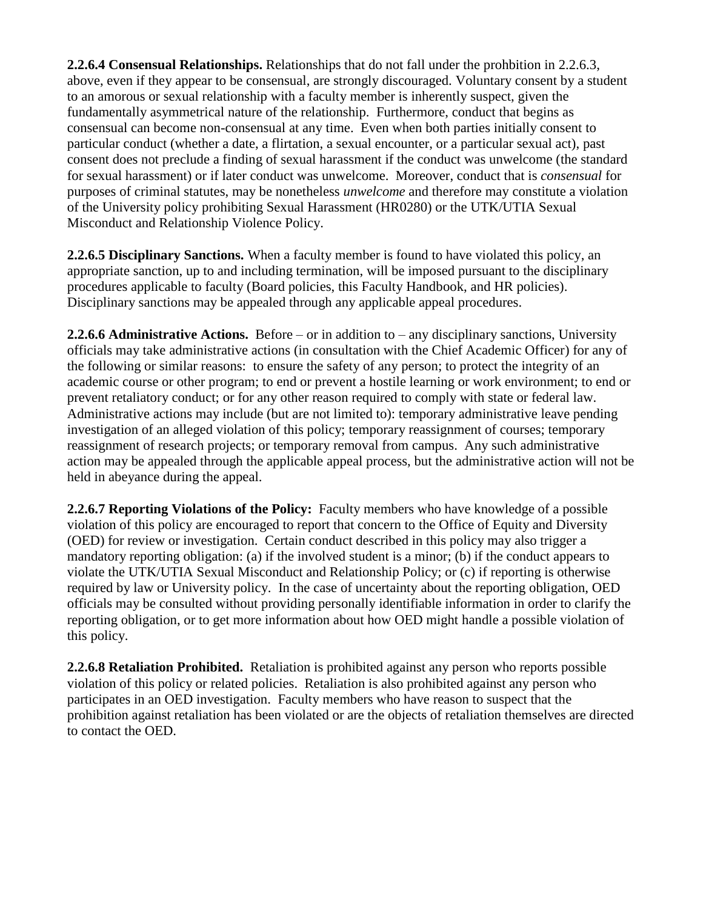**2.2.6.4 Consensual Relationships.** Relationships that do not fall under the prohbition in 2.2.6.3, above, even if they appear to be consensual, are strongly discouraged. Voluntary consent by a student to an amorous or sexual relationship with a faculty member is inherently suspect, given the fundamentally asymmetrical nature of the relationship. Furthermore, conduct that begins as consensual can become non-consensual at any time. Even when both parties initially consent to particular conduct (whether a date, a flirtation, a sexual encounter, or a particular sexual act), past consent does not preclude a finding of sexual harassment if the conduct was unwelcome (the standard for sexual harassment) or if later conduct was unwelcome. Moreover, conduct that is *consensual* for purposes of criminal statutes, may be nonetheless *unwelcome* and therefore may constitute a violation of the University policy prohibiting Sexual Harassment (HR0280) or the UTK/UTIA Sexual Misconduct and Relationship Violence Policy.

**2.2.6.5 Disciplinary Sanctions.** When a faculty member is found to have violated this policy, an appropriate sanction, up to and including termination, will be imposed pursuant to the disciplinary procedures applicable to faculty (Board policies, this Faculty Handbook, and HR policies). Disciplinary sanctions may be appealed through any applicable appeal procedures.

**2.2.6.6 Administrative Actions.** Before – or in addition to – any disciplinary sanctions, University officials may take administrative actions (in consultation with the Chief Academic Officer) for any of the following or similar reasons: to ensure the safety of any person; to protect the integrity of an academic course or other program; to end or prevent a hostile learning or work environment; to end or prevent retaliatory conduct; or for any other reason required to comply with state or federal law. Administrative actions may include (but are not limited to): temporary administrative leave pending investigation of an alleged violation of this policy; temporary reassignment of courses; temporary reassignment of research projects; or temporary removal from campus. Any such administrative action may be appealed through the applicable appeal process, but the administrative action will not be held in abeyance during the appeal.

**2.2.6.7 Reporting Violations of the Policy:** Faculty members who have knowledge of a possible violation of this policy are encouraged to report that concern to the Office of Equity and Diversity (OED) for review or investigation. Certain conduct described in this policy may also trigger a mandatory reporting obligation: (a) if the involved student is a minor; (b) if the conduct appears to violate the UTK/UTIA Sexual Misconduct and Relationship Policy; or (c) if reporting is otherwise required by law or University policy. In the case of uncertainty about the reporting obligation, OED officials may be consulted without providing personally identifiable information in order to clarify the reporting obligation, or to get more information about how OED might handle a possible violation of this policy.

**2.2.6.8 Retaliation Prohibited.** Retaliation is prohibited against any person who reports possible violation of this policy or related policies. Retaliation is also prohibited against any person who participates in an OED investigation. Faculty members who have reason to suspect that the prohibition against retaliation has been violated or are the objects of retaliation themselves are directed to contact the OED.